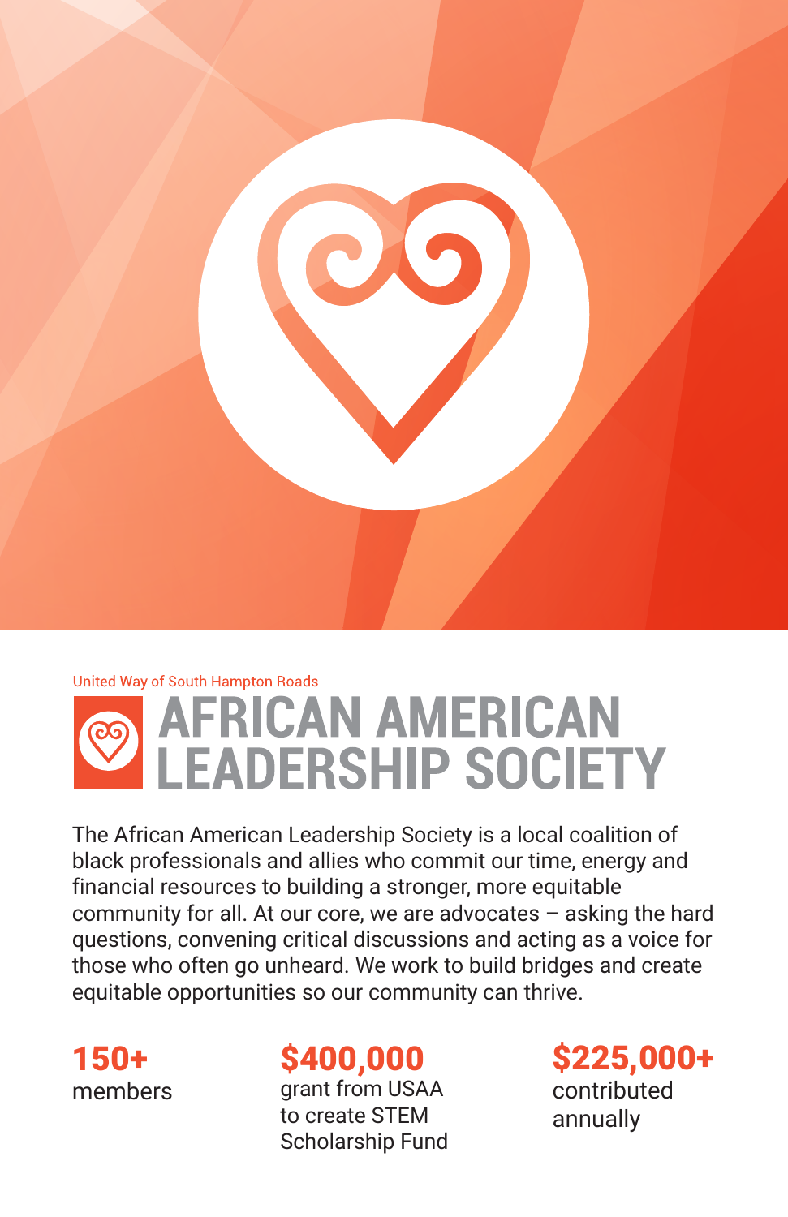United Way of South Hampton Roads

# AFRICAN AMERICAN LEADERSHIP SOCIETY

The African American Leadership Society is a local coalition of black professionals and allies who commit our time, energy and financial resources to building a stronger, more equitable community for all. At our core, we are advocates – asking the hard questions, convening critical discussions and acting as a voice for those who often go unheard. We work to build bridges and create equitable opportunities so our community can thrive.

**150+**
members

**$400,000**
grant from USAA to create STEM Scholarship Fund

**$225,000+**
contributed annually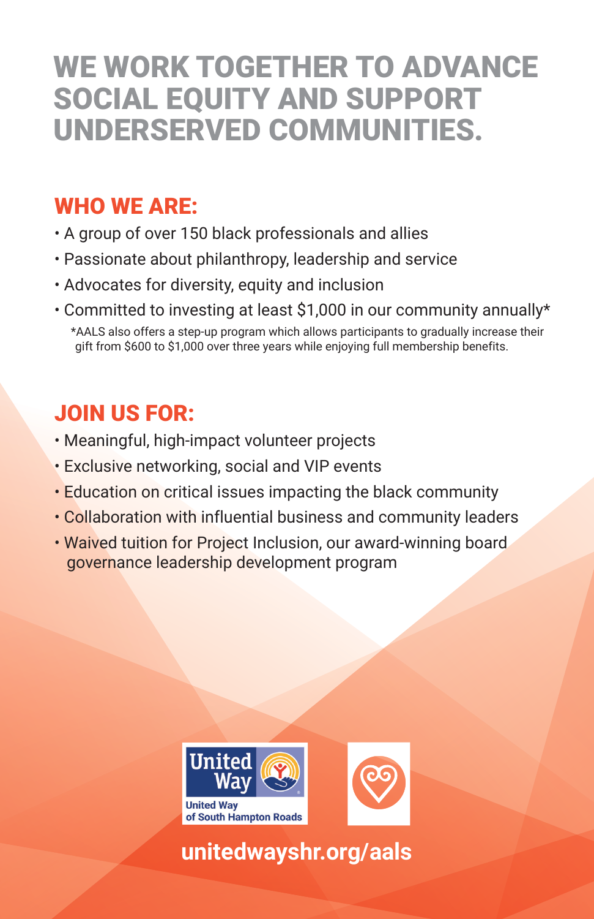# WE WORK TOGETHER TO ADVANCE SOCIAL EQUITY AND SUPPORT UNDERSERVED COMMUNITIES.

## WHO WE ARE:

- A group of over 150 black professionals and allies
- Passionate about philanthropy, leadership and service
- Advocates for diversity, equity and inclusion
- Committed to investing at least $1,000 in our community annually*

*AALS also offers a step-up program which allows participants to gradually increase their gift from $600 to $1,000 over three years while enjoying full membership benefits.

## JOIN US FOR:

- Meaningful, high-impact volunteer projects
- Exclusive networking, social and VIP events
- Education on critical issues impacting the black community
- Collaboration with influential business and community leaders
- Waived tuition for Project Inclusion, our award-winning board governance leadership development program

United Way

United Way of South Hampton Roads

**unitedwayshr.org/aals**